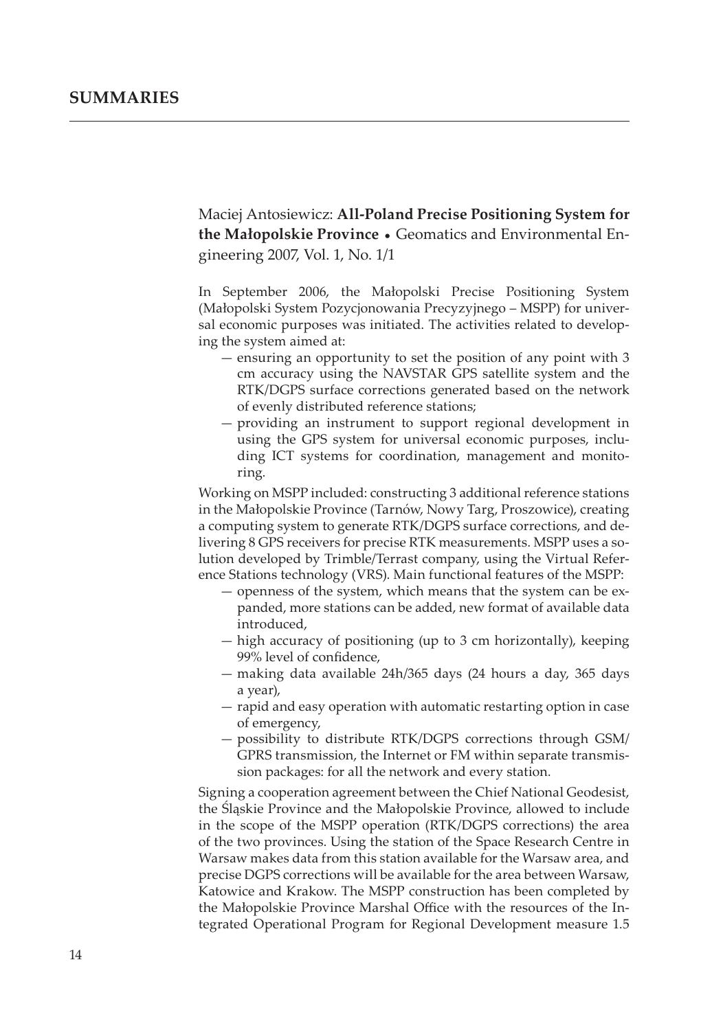# SUMMARIES

Maciej Antosiewicz: **All-Poland Precise Positioning System for the Małopolskie Province** • Geomatics and Environmental Engineering 2007, Vol. 1, No. 1/1

In September 2006, the Małopolski Precise Positioning System (Małopolski System Pozycjonowania Precyzyjnego – MSPP) for universal economic purposes was initiated. The activities related to developing the system aimed at:

- ensuring an opportunity to set the position of any point with 3 cm accuracy using the NAVSTAR GPS satellite system and the RTK/DGPS surface corrections generated based on the network of evenly distributed reference stations;
- providing an instrument to support regional development in using the GPS system for universal economic purposes, including ICT systems for coordination, management and monitoring.

Working on MSPP included: constructing 3 additional reference stations in the Małopolskie Province (Tarnów, Nowy Targ, Proszowice), creating a computing system to generate RTK/DGPS surface corrections, and delivering 8 GPS receivers for precise RTK measurements. MSPP uses a solution developed by Trimble/Terrast company, using the Virtual Reference Stations technology (VRS). Main functional features of the MSPP:

- openness of the system, which means that the system can be expanded, more stations can be added, new format of available data introduced,
- high accuracy of positioning (up to 3 cm horizontally), keeping 99% level of confidence,
- making data available 24h/365 days (24 hours a day, 365 days a year),
- rapid and easy operation with automatic restarting option in case of emergency,
- possibility to distribute RTK/DGPS corrections through GSM/GPRS transmission, the Internet or FM within separate transmission packages: for all the network and every station.

Signing a cooperation agreement between the Chief National Geodesist, the Śląskie Province and the Małopolskie Province, allowed to include in the scope of the MSPP operation (RTK/DGPS corrections) the area of the two provinces. Using the station of the Space Research Centre in Warsaw makes data from this station available for the Warsaw area, and precise DGPS corrections will be available for the area between Warsaw, Katowice and Krakow. The MSPP construction has been completed by the Małopolskie Province Marshal Office with the resources of the Integrated Operational Program for Regional Development measure 1.5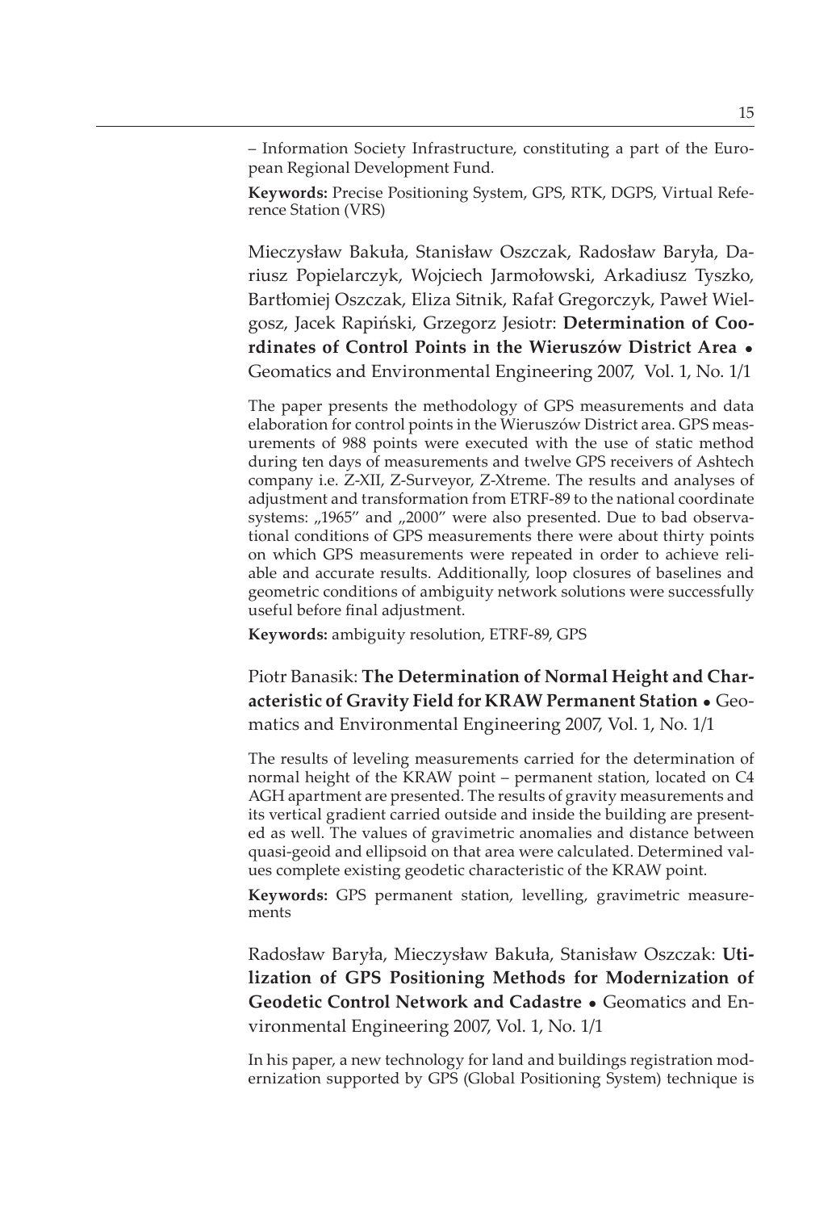– Information Society Infrastructure, constituting a part of the European Regional Development Fund.

**Keywords:** Precise Positioning System, GPS, RTK, DGPS, Virtual Reference Station (VRS)

Mieczysław Bakuła, Stanisław Oszczak, Radosław Baryła, Dariusz Popielarczyk, Wojciech Jarmołowski, Arkadiusz Tyszko, Bartłomiej Oszczak, Eliza Sitnik, Rafał Gregorczyk, Paweł Wielgosz, Jacek Rapiński, Grzegorz Jesiotr: **Determination of Coordinates of Control Points in the Wieruszów District Area** • Geomatics and Environmental Engineering 2007, Vol. 1, No. 1/1

The paper presents the methodology of GPS measurements and data elaboration for control points in the Wieruszów District area. GPS measurements of 988 points were executed with the use of static method during ten days of measurements and twelve GPS receivers of Ashtech company i.e. Z-XII, Z-Surveyor, Z-Xtreme. The results and analyses of adjustment and transformation from ETRF-89 to the national coordinate systems: „1965" and „2000" were also presented. Due to bad observational conditions of GPS measurements there were about thirty points on which GPS measurements were repeated in order to achieve reliable and accurate results. Additionally, loop closures of baselines and geometric conditions of ambiguity network solutions were successfully useful before final adjustment.

**Keywords:** ambiguity resolution, ETRF-89, GPS

Piotr Banasik: **The Determination of Normal Height and Characteristic of Gravity Field for KRAW Permanent Station** • Geomatics and Environmental Engineering 2007, Vol. 1, No. 1/1

The results of leveling measurements carried for the determination of normal height of the KRAW point – permanent station, located on C4 AGH apartment are presented. The results of gravity measurements and its vertical gradient carried outside and inside the building are presented as well. The values of gravimetric anomalies and distance between quasi-geoid and ellipsoid on that area were calculated. Determined values complete existing geodetic characteristic of the KRAW point.

**Keywords:** GPS permanent station, levelling, gravimetric measurements

Radosław Baryła, Mieczysław Bakuła, Stanisław Oszczak: **Utilization of GPS Positioning Methods for Modernization of Geodetic Control Network and Cadastre** • Geomatics and Environmental Engineering 2007, Vol. 1, No. 1/1

In his paper, a new technology for land and buildings registration modernization supported by GPS (Global Positioning System) technique is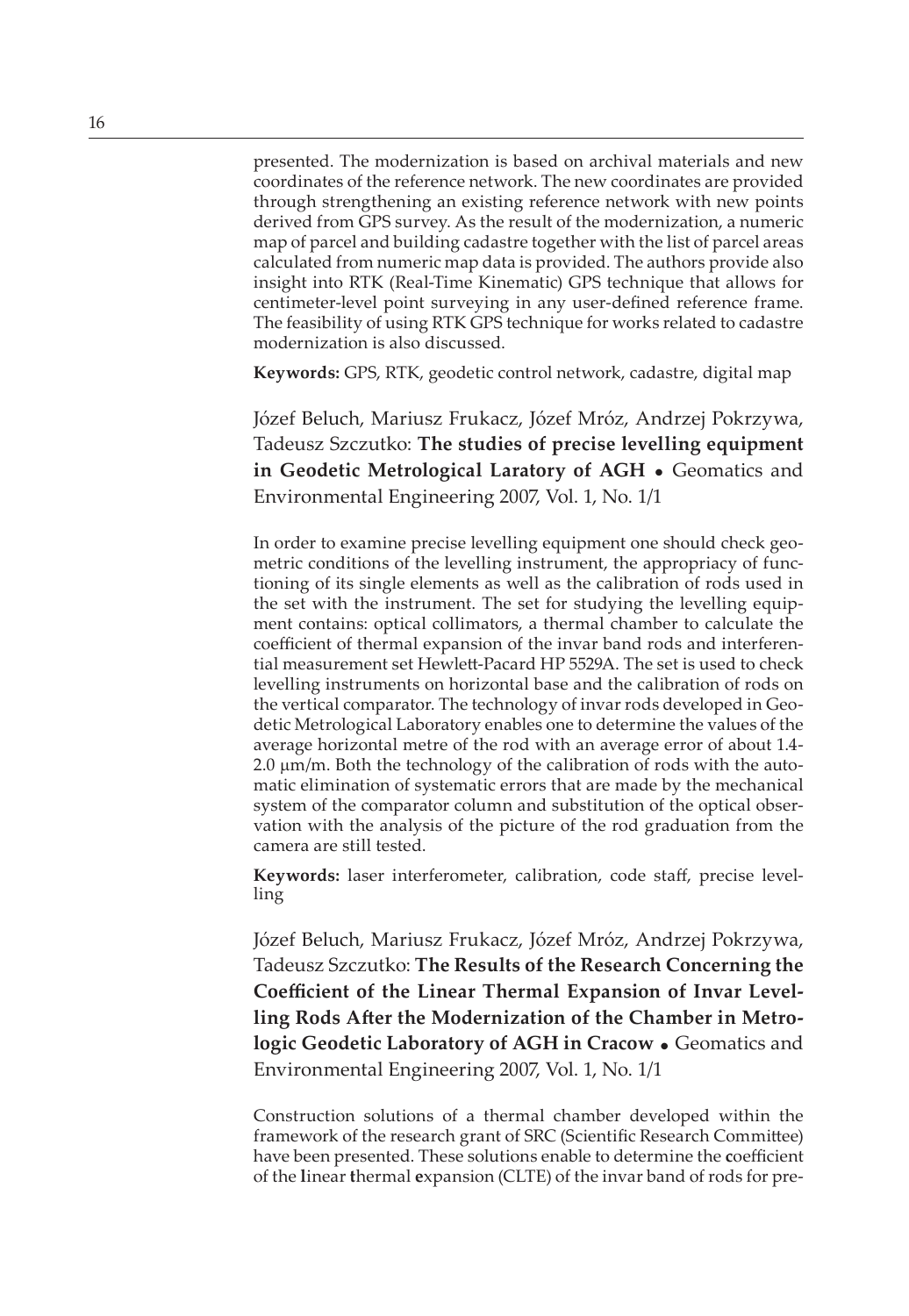presented. The modernization is based on archival materials and new coordinates of the reference network. The new coordinates are provided through strengthening an existing reference network with new points derived from GPS survey. As the result of the modernization, a numeric map of parcel and building cadastre together with the list of parcel areas calculated from numeric map data is provided. The authors provide also insight into RTK (Real-Time Kinematic) GPS technique that allows for centimeter-level point surveying in any user-defined reference frame. The feasibility of using RTK GPS technique for works related to cadastre modernization is also discussed.

**Keywords:** GPS, RTK, geodetic control network, cadastre, digital map

Józef Beluch, Mariusz Frukacz, Józef Mróz, Andrzej Pokrzywa, Tadeusz Szczutko: **The studies of precise levelling equipment in Geodetic Metrological Laratory of AGH** • Geomatics and Environmental Engineering 2007, Vol. 1, No. 1/1

In order to examine precise levelling equipment one should check geometric conditions of the levelling instrument, the appropriacy of functioning of its single elements as well as the calibration of rods used in the set with the instrument. The set for studying the levelling equipment contains: optical collimators, a thermal chamber to calculate the coefficient of thermal expansion of the invar band rods and interferential measurement set Hewlett-Pacard HP 5529A. The set is used to check levelling instruments on horizontal base and the calibration of rods on the vertical comparator. The technology of invar rods developed in Geodetic Metrological Laboratory enables one to determine the values of the average horizontal metre of the rod with an average error of about 1.4-2.0 μm/m. Both the technology of the calibration of rods with the automatic elimination of systematic errors that are made by the mechanical system of the comparator column and substitution of the optical observation with the analysis of the picture of the rod graduation from the camera are still tested.

**Keywords:** laser interferometer, calibration, code staff, precise levelling

Józef Beluch, Mariusz Frukacz, Józef Mróz, Andrzej Pokrzywa, Tadeusz Szczutko: **The Results of the Research Concerning the Coefficient of the Linear Thermal Expansion of Invar Levelling Rods After the Modernization of the Chamber in Metrologic Geodetic Laboratory of AGH in Cracow** • Geomatics and Environmental Engineering 2007, Vol. 1, No. 1/1

Construction solutions of a thermal chamber developed within the framework of the research grant of SRC (Scientific Research Committee) have been presented. These solutions enable to determine the **c**oefficient of the **l**inear **t**hermal **e**xpansion (CLTE) of the invar band of rods for pre-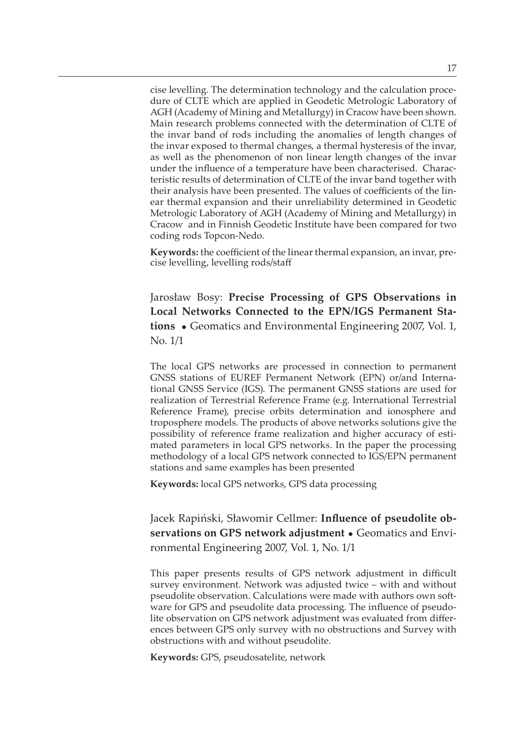cise levelling. The determination technology and the calculation procedure of CLTE which are applied in Geodetic Metrologic Laboratory of AGH (Academy of Mining and Metallurgy) in Cracow have been shown. Main research problems connected with the determination of CLTE of the invar band of rods including the anomalies of length changes of the invar exposed to thermal changes, a thermal hysteresis of the invar, as well as the phenomenon of non linear length changes of the invar under the influence of a temperature have been characterised. Characteristic results of determination of CLTE of the invar band together with their analysis have been presented. The values of coefficients of the linear thermal expansion and their unreliability determined in Geodetic Metrologic Laboratory of AGH (Academy of Mining and Metallurgy) in Cracow and in Finnish Geodetic Institute have been compared for two coding rods Topcon-Nedo.

**Keywords:** the coefficient of the linear thermal expansion, an invar, precise levelling, levelling rods/staff

Jarosław Bosy: **Precise Processing of GPS Observations in Local Networks Connected to the EPN/IGS Permanent Stations** • Geomatics and Environmental Engineering 2007, Vol. 1, No. 1/1

The local GPS networks are processed in connection to permanent GNSS stations of EUREF Permanent Network (EPN) or/and International GNSS Service (IGS). The permanent GNSS stations are used for realization of Terrestrial Reference Frame (e.g. International Terrestrial Reference Frame), precise orbits determination and ionosphere and troposphere models. The products of above networks solutions give the possibility of reference frame realization and higher accuracy of estimated parameters in local GPS networks. In the paper the processing methodology of a local GPS network connected to IGS/EPN permanent stations and same examples has been presented

**Keywords:** local GPS networks, GPS data processing

Jacek Rapiński, Sławomir Cellmer: **Influence of pseudolite observations on GPS network adjustment** • Geomatics and Environmental Engineering 2007, Vol. 1, No. 1/1

This paper presents results of GPS network adjustment in difficult survey environment. Network was adjusted twice – with and without pseudolite observation. Calculations were made with authors own software for GPS and pseudolite data processing. The influence of pseudolite observation on GPS network adjustment was evaluated from differences between GPS only survey with no obstructions and Survey with obstructions with and without pseudolite.

**Keywords:** GPS, pseudosatelite, network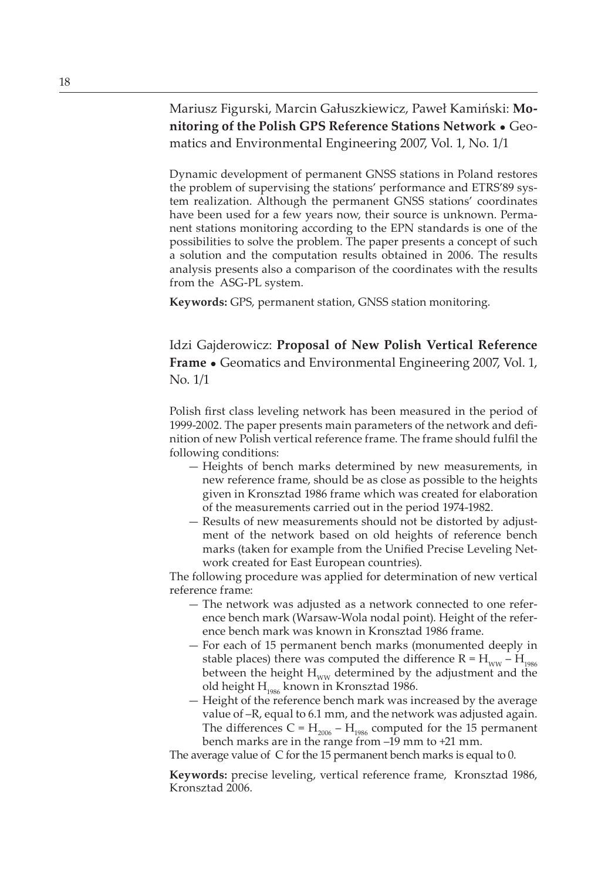Mariusz Figurski, Marcin Gałuszkiewicz, Paweł Kamiński: **Monitoring of the Polish GPS Reference Stations Network** • Geomatics and Environmental Engineering 2007, Vol. 1, No. 1/1

Dynamic development of permanent GNSS stations in Poland restores the problem of supervising the stations' performance and ETRS'89 system realization. Although the permanent GNSS stations' coordinates have been used for a few years now, their source is unknown. Permanent stations monitoring according to the EPN standards is one of the possibilities to solve the problem. The paper presents a concept of such a solution and the computation results obtained in 2006. The results analysis presents also a comparison of the coordinates with the results from the ASG-PL system.

**Keywords:** GPS, permanent station, GNSS station monitoring.

Idzi Gajderowicz: **Proposal of New Polish Vertical Reference Frame** • Geomatics and Environmental Engineering 2007, Vol. 1, No. 1/1

Polish first class leveling network has been measured in the period of 1999-2002. The paper presents main parameters of the network and definition of new Polish vertical reference frame. The frame should fulfil the following conditions:

- Heights of bench marks determined by new measurements, in new reference frame, should be as close as possible to the heights given in Kronsztad 1986 frame which was created for elaboration of the measurements carried out in the period 1974-1982.
- Results of new measurements should not be distorted by adjustment of the network based on old heights of reference bench marks (taken for example from the Unified Precise Leveling Network created for East European countries).

The following procedure was applied for determination of new vertical reference frame:

- The network was adjusted as a network connected to one reference bench mark (Warsaw-Wola nodal point). Height of the reference bench mark was known in Kronsztad 1986 frame.
- For each of 15 permanent bench marks (monumented deeply in stable places) there was computed the difference $R = H_{WW} - H_{1986}$ between the height $H_{WW}$ determined by the adjustment and the old height $H_{1986}$ known in Kronsztad 1986.
- Height of the reference bench mark was increased by the average value of $-R$, equal to 6.1 mm, and the network was adjusted again. The differences $C = H_{2006} - H_{1986}$ computed for the 15 permanent bench marks are in the range from –19 mm to +21 mm.

The average value of $C$ for the 15 permanent bench marks is equal to 0.

**Keywords:** precise leveling, vertical reference frame, Kronsztad 1986, Kronsztad 2006.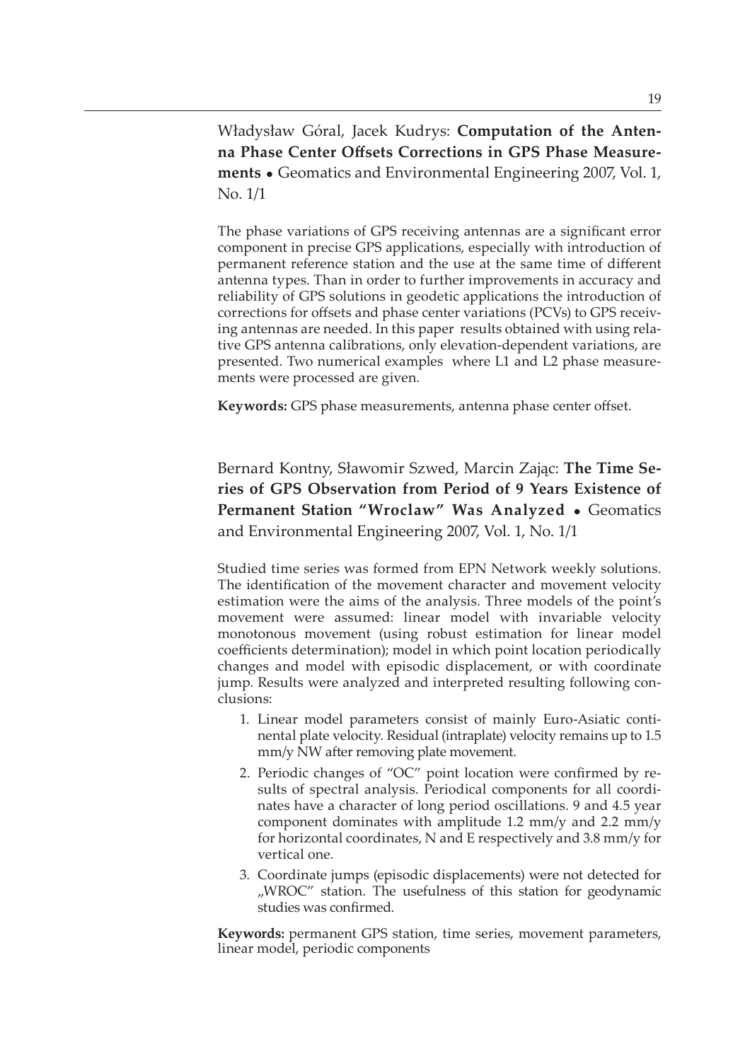Władysław Góral, Jacek Kudrys: **Computation of the Antenna Phase Center Offsets Corrections in GPS Phase Measurements** • Geomatics and Environmental Engineering 2007, Vol. 1, No. 1/1

The phase variations of GPS receiving antennas are a significant error component in precise GPS applications, especially with introduction of permanent reference station and the use at the same time of different antenna types. Than in order to further improvements in accuracy and reliability of GPS solutions in geodetic applications the introduction of corrections for offsets and phase center variations (PCVs) to GPS receiving antennas are needed. In this paper results obtained with using relative GPS antenna calibrations, only elevation-dependent variations, are presented. Two numerical examples where L1 and L2 phase measurements were processed are given.

**Keywords:** GPS phase measurements, antenna phase center offset.

Bernard Kontny, Sławomir Szwed, Marcin Zając: **The Time Series of GPS Observation from Period of 9 Years Existence of Permanent Station "Wroclaw" Was Analyzed** • Geomatics and Environmental Engineering 2007, Vol. 1, No. 1/1

Studied time series was formed from EPN Network weekly solutions. The identification of the movement character and movement velocity estimation were the aims of the analysis. Three models of the point's movement were assumed: linear model with invariable velocity monotonous movement (using robust estimation for linear model coefficients determination); model in which point location periodically changes and model with episodic displacement, or with coordinate jump. Results were analyzed and interpreted resulting following conclusions:

1. Linear model parameters consist of mainly Euro-Asiatic continental plate velocity. Residual (intraplate) velocity remains up to 1.5 mm/y NW after removing plate movement.
2. Periodic changes of "OC" point location were confirmed by results of spectral analysis. Periodical components for all coordinates have a character of long period oscillations. 9 and 4.5 year component dominates with amplitude 1.2 mm/y and 2.2 mm/y for horizontal coordinates, N and E respectively and 3.8 mm/y for vertical one.
3. Coordinate jumps (episodic displacements) were not detected for „WROC" station. The usefulness of this station for geodynamic studies was confirmed.

**Keywords:** permanent GPS station, time series, movement parameters, linear model, periodic components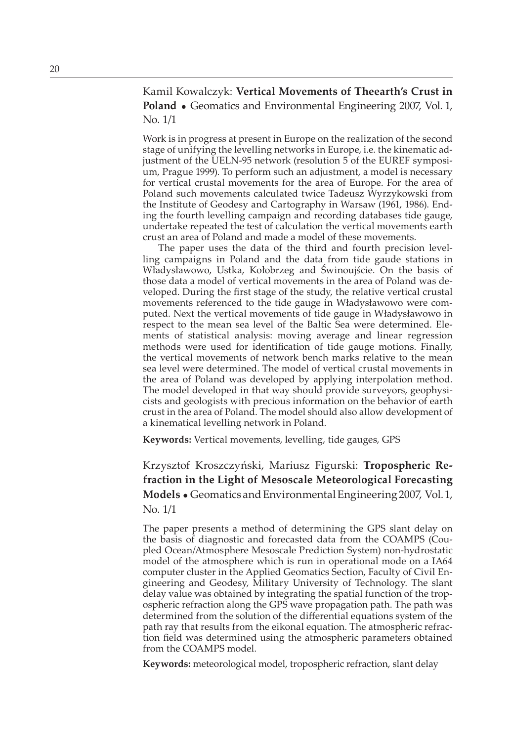Kamil Kowalczyk: **Vertical Movements of Theearth's Crust in Poland** • Geomatics and Environmental Engineering 2007, Vol. 1, No. 1/1

Work is in progress at present in Europe on the realization of the second stage of unifying the levelling networks in Europe, i.e. the kinematic adjustment of the UELN-95 network (resolution 5 of the EUREF symposium, Prague 1999). To perform such an adjustment, a model is necessary for vertical crustal movements for the area of Europe. For the area of Poland such movements calculated twice Tadeusz Wyrzykowski from the Institute of Geodesy and Cartography in Warsaw (1961, 1986). Ending the fourth levelling campaign and recording databases tide gauge, undertake repeated the test of calculation the vertical movements earth crust an area of Poland and made a model of these movements.

The paper uses the data of the third and fourth precision levelling campaigns in Poland and the data from tide gaude stations in Władysławowo, Ustka, Kołobrzeg and Świnoujście. On the basis of those data a model of vertical movements in the area of Poland was developed. During the first stage of the study, the relative vertical crustal movements referenced to the tide gauge in Władysławowo were computed. Next the vertical movements of tide gauge in Władysławowo in respect to the mean sea level of the Baltic Sea were determined. Elements of statistical analysis: moving average and linear regression methods were used for identification of tide gauge motions. Finally, the vertical movements of network bench marks relative to the mean sea level were determined. The model of vertical crustal movements in the area of Poland was developed by applying interpolation method. The model developed in that way should provide surveyors, geophysicists and geologists with precious information on the behavior of earth crust in the area of Poland. The model should also allow development of a kinematical levelling network in Poland.

**Keywords:** Vertical movements, levelling, tide gauges, GPS

Krzysztof Kroszczyński, Mariusz Figurski: **Tropospheric Refraction in the Light of Mesoscale Meteorological Forecasting Models** • Geomatics and Environmental Engineering 2007, Vol. 1, No. 1/1

The paper presents a method of determining the GPS slant delay on the basis of diagnostic and forecasted data from the COAMPS (Coupled Ocean/Atmosphere Mesoscale Prediction System) non-hydrostatic model of the atmosphere which is run in operational mode on a IA64 computer cluster in the Applied Geomatics Section, Faculty of Civil Engineering and Geodesy, Military University of Technology. The slant delay value was obtained by integrating the spatial function of the tropospheric refraction along the GPS wave propagation path. The path was determined from the solution of the differential equations system of the path ray that results from the eikonal equation. The atmospheric refraction field was determined using the atmospheric parameters obtained from the COAMPS model.

**Keywords:** meteorological model, tropospheric refraction, slant delay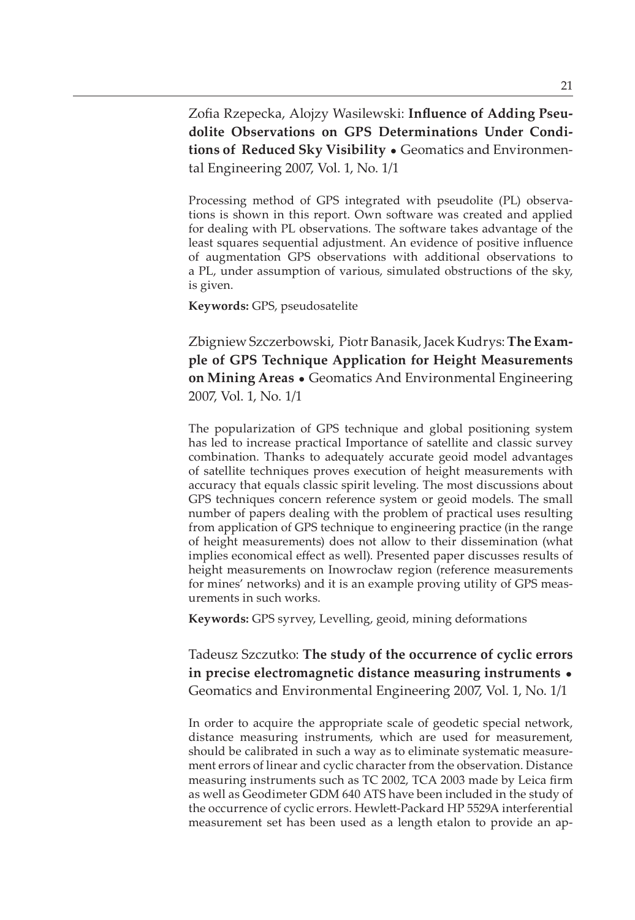Zofia Rzepecka, Alojzy Wasilewski: **Influence of Adding Pseudolite Observations on GPS Determinations Under Conditions of Reduced Sky Visibility** • Geomatics and Environmental Engineering 2007, Vol. 1, No. 1/1

Processing method of GPS integrated with pseudolite (PL) observations is shown in this report. Own software was created and applied for dealing with PL observations. The software takes advantage of the least squares sequential adjustment. An evidence of positive influence of augmentation GPS observations with additional observations to a PL, under assumption of various, simulated obstructions of the sky, is given.

**Keywords:** GPS, pseudosatelite

Zbigniew Szczerbowski, Piotr Banasik, Jacek Kudrys: **The Example of GPS Technique Application for Height Measurements on Mining Areas** • Geomatics And Environmental Engineering 2007, Vol. 1, No. 1/1

The popularization of GPS technique and global positioning system has led to increase practical Importance of satellite and classic survey combination. Thanks to adequately accurate geoid model advantages of satellite techniques proves execution of height measurements with accuracy that equals classic spirit leveling. The most discussions about GPS techniques concern reference system or geoid models. The small number of papers dealing with the problem of practical uses resulting from application of GPS technique to engineering practice (in the range of height measurements) does not allow to their dissemination (what implies economical effect as well). Presented paper discusses results of height measurements on Inowrocław region (reference measurements for mines' networks) and it is an example proving utility of GPS measurements in such works.

**Keywords:** GPS syrvey, Levelling, geoid, mining deformations

Tadeusz Szczutko: **The study of the occurrence of cyclic errors in precise electromagnetic distance measuring instruments** • Geomatics and Environmental Engineering 2007, Vol. 1, No. 1/1

In order to acquire the appropriate scale of geodetic special network, distance measuring instruments, which are used for measurement, should be calibrated in such a way as to eliminate systematic measurement errors of linear and cyclic character from the observation. Distance measuring instruments such as TC 2002, TCA 2003 made by Leica firm as well as Geodimeter GDM 640 ATS have been included in the study of the occurrence of cyclic errors. Hewlett-Packard HP 5529A interferential measurement set has been used as a length etalon to provide an ap-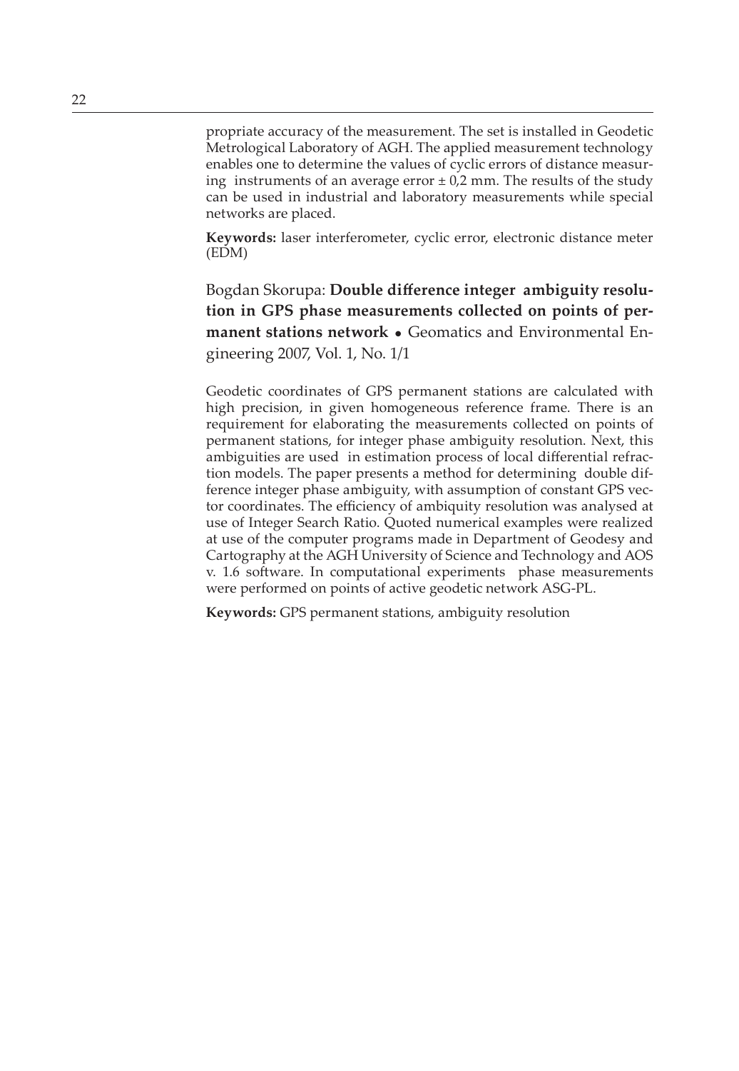propriate accuracy of the measurement. The set is installed in Geodetic Metrological Laboratory of AGH. The applied measurement technology enables one to determine the values of cyclic errors of distance measuring instruments of an average error ± 0,2 mm. The results of the study can be used in industrial and laboratory measurements while special networks are placed.

**Keywords:** laser interferometer, cyclic error, electronic distance meter (EDM)

Bogdan Skorupa: **Double difference integer ambiguity resolution in GPS phase measurements collected on points of permanent stations network** • Geomatics and Environmental Engineering 2007, Vol. 1, No. 1/1

Geodetic coordinates of GPS permanent stations are calculated with high precision, in given homogeneous reference frame. There is an requirement for elaborating the measurements collected on points of permanent stations, for integer phase ambiguity resolution. Next, this ambiguities are used in estimation process of local differential refraction models. The paper presents a method for determining double difference integer phase ambiguity, with assumption of constant GPS vector coordinates. The efficiency of ambiquity resolution was analysed at use of Integer Search Ratio. Quoted numerical examples were realized at use of the computer programs made in Department of Geodesy and Cartography at the AGH University of Science and Technology and AOS v. 1.6 software. In computational experiments phase measurements were performed on points of active geodetic network ASG-PL.

**Keywords:** GPS permanent stations, ambiguity resolution